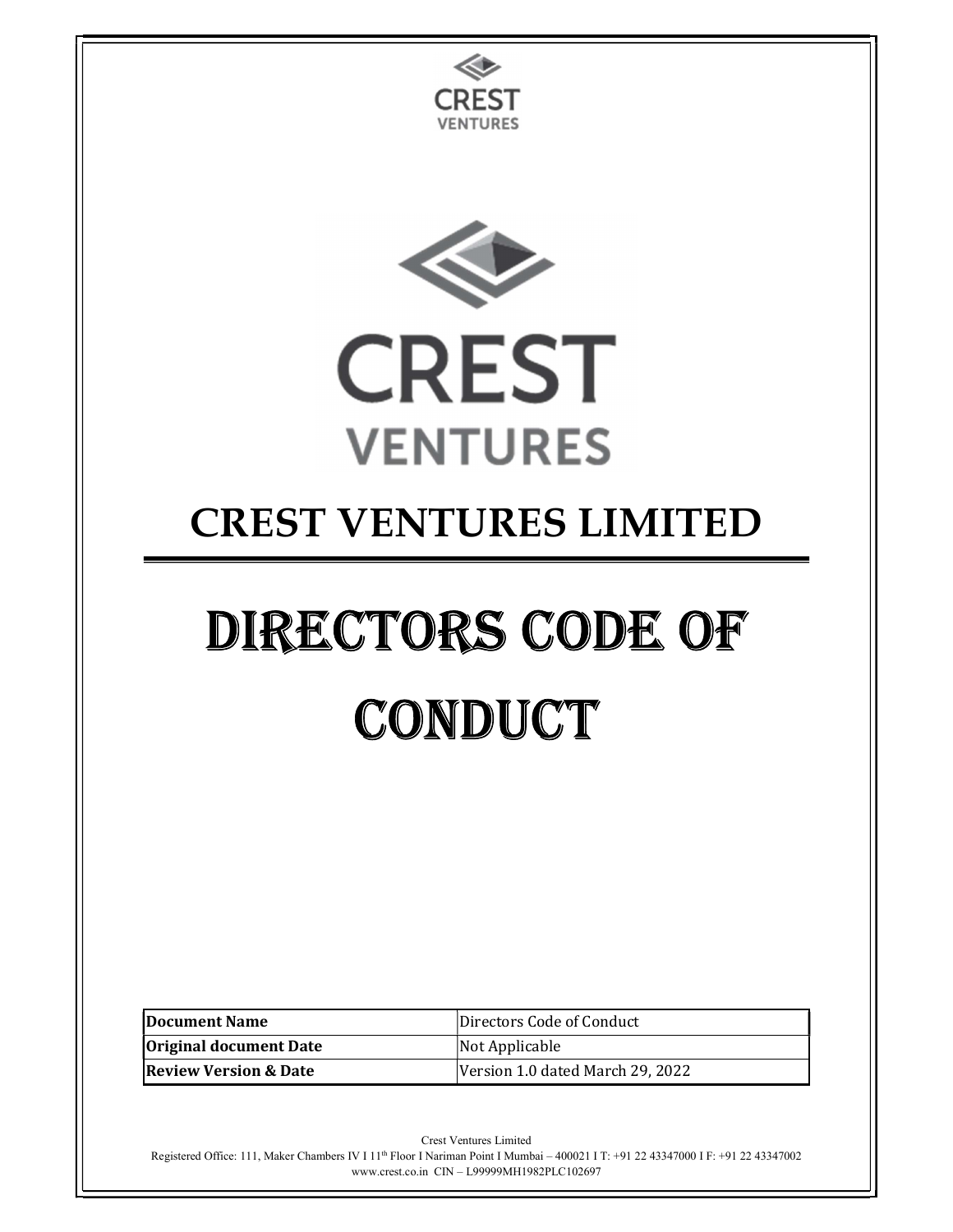# CREST VENTURES LIMITED

# DIRECTORS CODE OF CONDUCT

| Document Name | Directors Code of Conduct |
| --- | --- |
| Original document Date | Not Applicable |
| Review Version & Date | Version 1.0 dated March 29, 2022 |

Crest Ventures Limited
Registered Office: 111, Maker Chambers IV I 11th Floor I Nariman Point I Mumbai – 400021 I T: +91 22 43347000 I F: +91 22 43347002
www.crest.co.in CIN – L99999MH1982PLC102697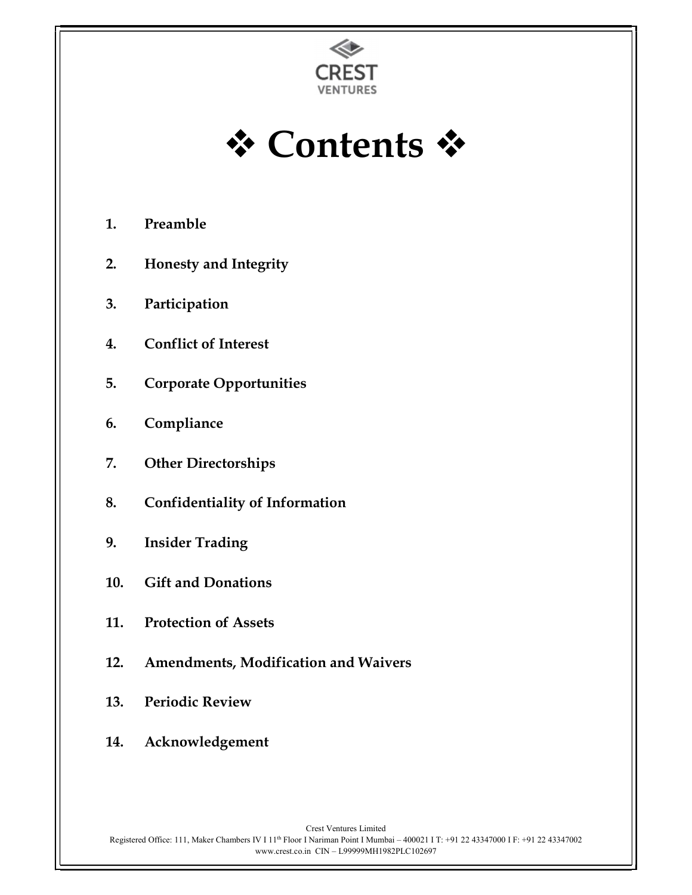# ❖ Contents ❖

1. **Preamble**
2. **Honesty and Integrity**
3. **Participation**
4. **Conflict of Interest**
5. **Corporate Opportunities**
6. **Compliance**
7. **Other Directorships**
8. **Confidentiality of Information**
9. **Insider Trading**
10. **Gift and Donations**
11. **Protection of Assets**
12. **Amendments, Modification and Waivers**
13. **Periodic Review**
14. **Acknowledgement**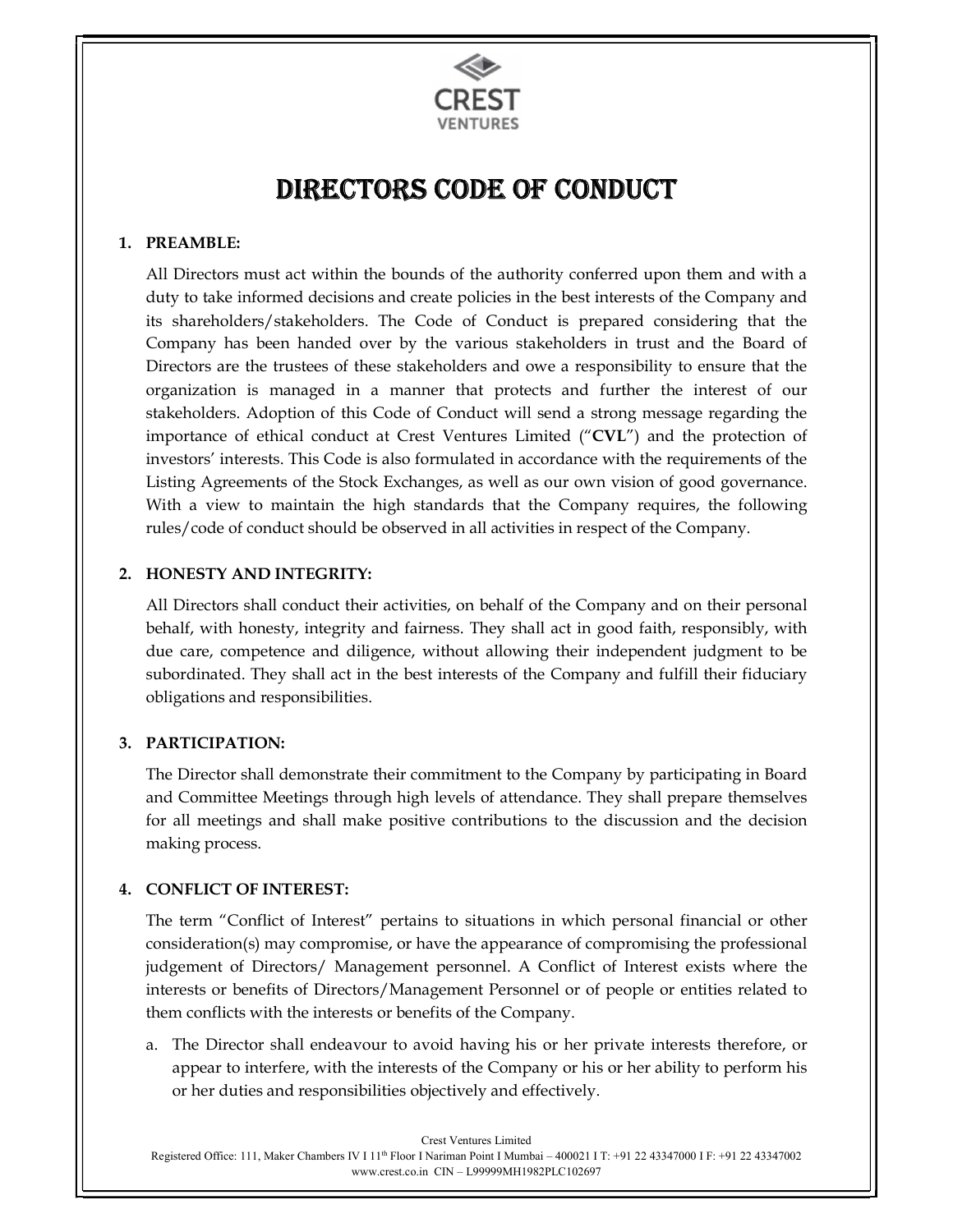CREST
VENTURES

# DIRECTORS CODE OF CONDUCT

## 1. PREAMBLE:

All Directors must act within the bounds of the authority conferred upon them and with a duty to take informed decisions and create policies in the best interests of the Company and its shareholders/stakeholders. The Code of Conduct is prepared considering that the Company has been handed over by the various stakeholders in trust and the Board of Directors are the trustees of these stakeholders and owe a responsibility to ensure that the organization is managed in a manner that protects and further the interest of our stakeholders. Adoption of this Code of Conduct will send a strong message regarding the importance of ethical conduct at Crest Ventures Limited ("**CVL**") and the protection of investors' interests. This Code is also formulated in accordance with the requirements of the Listing Agreements of the Stock Exchanges, as well as our own vision of good governance. With a view to maintain the high standards that the Company requires, the following rules/code of conduct should be observed in all activities in respect of the Company.

## 2. HONESTY AND INTEGRITY:

All Directors shall conduct their activities, on behalf of the Company and on their personal behalf, with honesty, integrity and fairness. They shall act in good faith, responsibly, with due care, competence and diligence, without allowing their independent judgment to be subordinated. They shall act in the best interests of the Company and fulfill their fiduciary obligations and responsibilities.

## 3. PARTICIPATION:

The Director shall demonstrate their commitment to the Company by participating in Board and Committee Meetings through high levels of attendance. They shall prepare themselves for all meetings and shall make positive contributions to the discussion and the decision making process.

## 4. CONFLICT OF INTEREST:

The term "Conflict of Interest" pertains to situations in which personal financial or other consideration(s) may compromise, or have the appearance of compromising the professional judgement of Directors/ Management personnel. A Conflict of Interest exists where the interests or benefits of Directors/Management Personnel or of people or entities related to them conflicts with the interests or benefits of the Company.

a. The Director shall endeavour to avoid having his or her private interests therefore, or appear to interfere, with the interests of the Company or his or her ability to perform his or her duties and responsibilities objectively and effectively.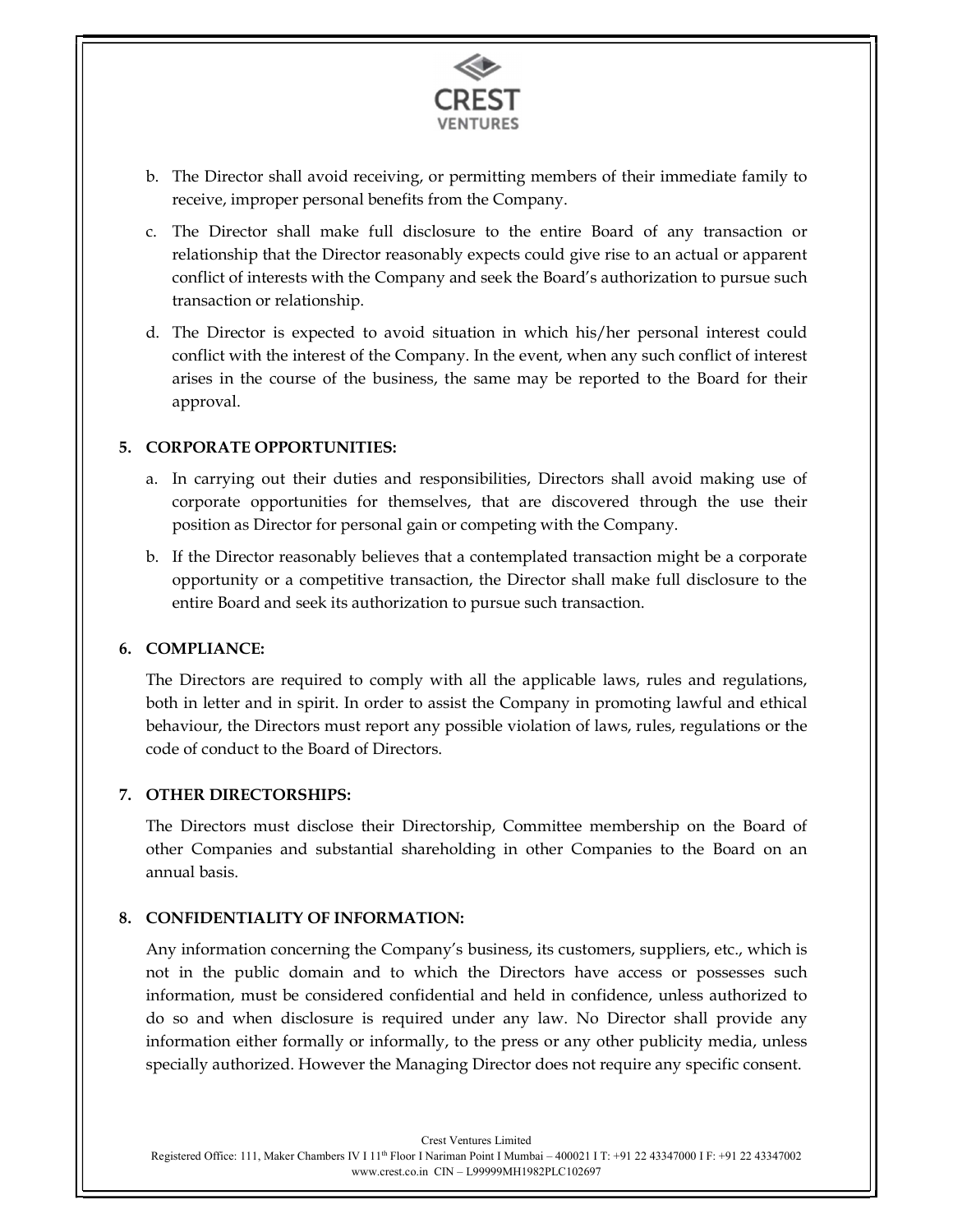b. The Director shall avoid receiving, or permitting members of their immediate family to receive, improper personal benefits from the Company.

c. The Director shall make full disclosure to the entire Board of any transaction or relationship that the Director reasonably expects could give rise to an actual or apparent conflict of interests with the Company and seek the Board's authorization to pursue such transaction or relationship.

d. The Director is expected to avoid situation in which his/her personal interest could conflict with the interest of the Company. In the event, when any such conflict of interest arises in the course of the business, the same may be reported to the Board for their approval.

**5. CORPORATE OPPORTUNITIES:**

a. In carrying out their duties and responsibilities, Directors shall avoid making use of corporate opportunities for themselves, that are discovered through the use their position as Director for personal gain or competing with the Company.

b. If the Director reasonably believes that a contemplated transaction might be a corporate opportunity or a competitive transaction, the Director shall make full disclosure to the entire Board and seek its authorization to pursue such transaction.

**6. COMPLIANCE:**

The Directors are required to comply with all the applicable laws, rules and regulations, both in letter and in spirit. In order to assist the Company in promoting lawful and ethical behaviour, the Directors must report any possible violation of laws, rules, regulations or the code of conduct to the Board of Directors.

**7. OTHER DIRECTORSHIPS:**

The Directors must disclose their Directorship, Committee membership on the Board of other Companies and substantial shareholding in other Companies to the Board on an annual basis.

**8. CONFIDENTIALITY OF INFORMATION:**

Any information concerning the Company's business, its customers, suppliers, etc., which is not in the public domain and to which the Directors have access or possesses such information, must be considered confidential and held in confidence, unless authorized to do so and when disclosure is required under any law. No Director shall provide any information either formally or informally, to the press or any other publicity media, unless specially authorized. However the Managing Director does not require any specific consent.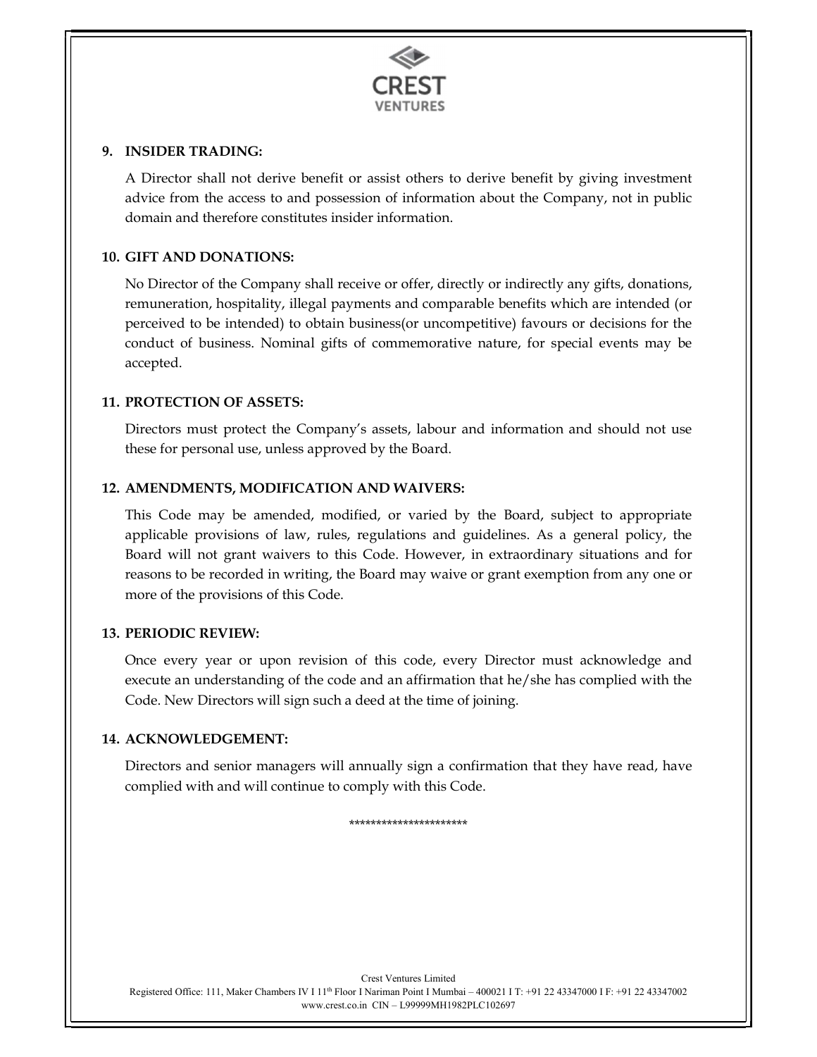## 9. INSIDER TRADING:

A Director shall not derive benefit or assist others to derive benefit by giving investment advice from the access to and possession of information about the Company, not in public domain and therefore constitutes insider information.

## 10. GIFT AND DONATIONS:

No Director of the Company shall receive or offer, directly or indirectly any gifts, donations, remuneration, hospitality, illegal payments and comparable benefits which are intended (or perceived to be intended) to obtain business(or uncompetitive) favours or decisions for the conduct of business. Nominal gifts of commemorative nature, for special events may be accepted.

## 11. PROTECTION OF ASSETS:

Directors must protect the Company's assets, labour and information and should not use these for personal use, unless approved by the Board.

## 12. AMENDMENTS, MODIFICATION AND WAIVERS:

This Code may be amended, modified, or varied by the Board, subject to appropriate applicable provisions of law, rules, regulations and guidelines. As a general policy, the Board will not grant waivers to this Code. However, in extraordinary situations and for reasons to be recorded in writing, the Board may waive or grant exemption from any one or more of the provisions of this Code.

## 13. PERIODIC REVIEW:

Once every year or upon revision of this code, every Director must acknowledge and execute an understanding of the code and an affirmation that he/she has complied with the Code. New Directors will sign such a deed at the time of joining.

## 14. ACKNOWLEDGEMENT:

Directors and senior managers will annually sign a confirmation that they have read, have complied with and will continue to comply with this Code.

**********************